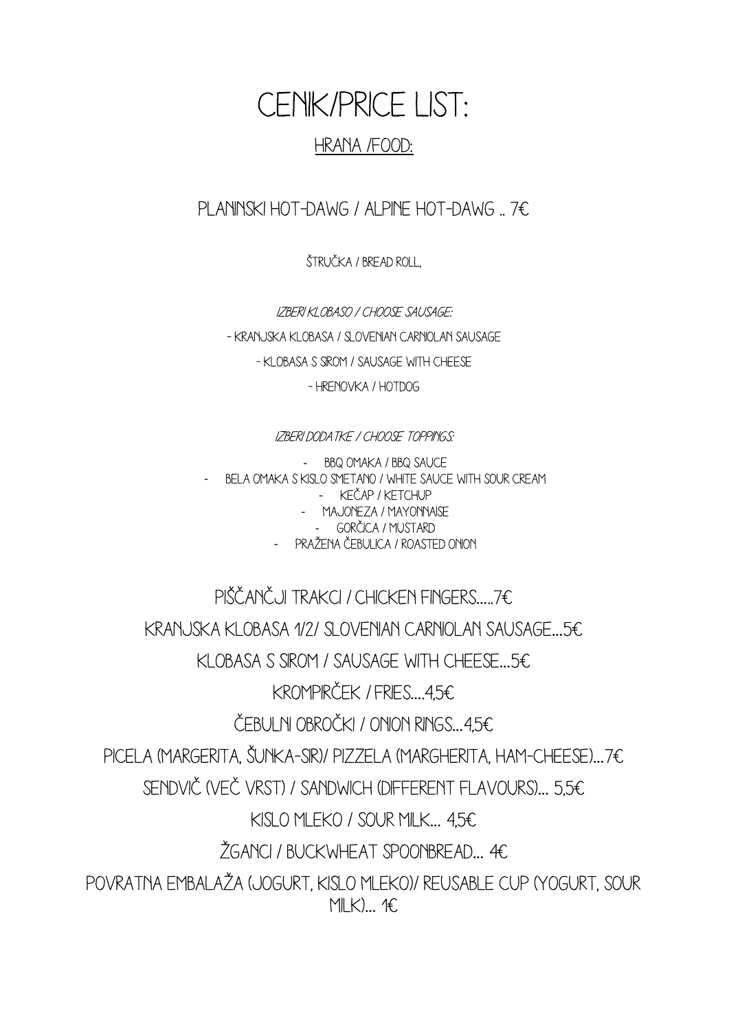# CENIK/PRICE LIST:

## HRANA /FOOD:

### PLANINSKI HOT-DAWG / ALPINE HOT-DAWG .. 7€

ŠTRUČKA / BREAD ROLL,

*IZBERI KLOBASO / CHOOSE SAUSAGE:*

- KRANJSKA KLOBASA / SLOVENIAN CARNIOLAN SAUSAGE
- KLOBASA S SIROM / SAUSAGE WITH CHEESE
- HRENOVKA / HOTDOG

*IZBERI DODATKE / CHOOSE TOPPINGS:*

- BBQ OMAKA / BBQ SAUCE
- BELA OMAKA S KISLO SMETANO / WHITE SAUCE WITH SOUR CREAM
- KEČAP / KETCHUP
- MAJONEZA / MAYONNAISE
- GORČICA / MUSTARD
- PRAŽENA ČEBULICA / ROASTED ONION

PIŠČANČJI TRAKCI / CHICKEN FINGERS.....7€

KRANJSKA KLOBASA 1/2/ SLOVENIAN CARNIOLAN SAUSAGE...5€

KLOBASA S SIROM / SAUSAGE WITH CHEESE...5€

KROMPIRČEK / FRIES....4,5€

ČEBULNI OBROČKI / ONION RINGS...4,5€

PICELA (MARGERITA, ŠUNKA-SIR)/ PIZZELA (MARGHERITA, HAM-CHEESE)...7€

SENDVIČ (VEČ VRST) / SANDWICH (DIFFERENT FLAVOURS)... 5,5€

KISLO MLEKO / SOUR MILK... 4,5€

ŽGANCI / BUCKWHEAT SPOONBREAD... 4€

POVRATNA EMBALAŽA (JOGURT, KISLO MLEKO)/ REUSABLE CUP (YOGURT, SOUR MILK)... 1€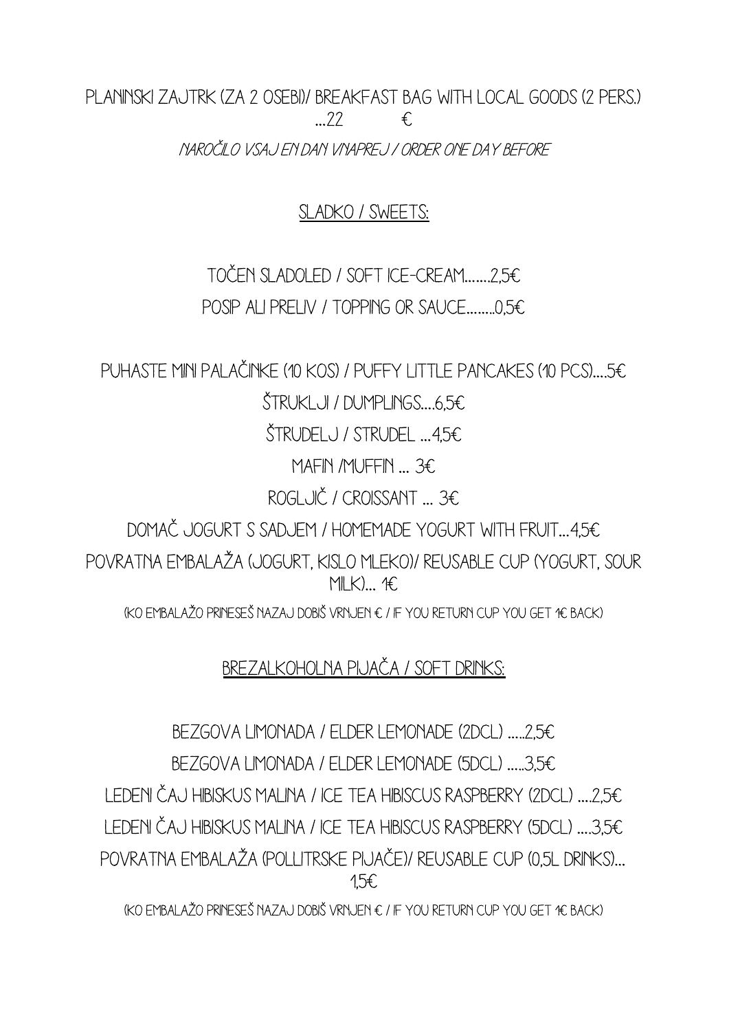PLANINSKI ZAJTRK (ZA 2 OSEBI)/ BREAKFAST BAG WITH LOCAL GOODS (2 PERS.) ...22 €

*NAROČILO VSAJ EN DAN VNAPREJ / ORDER ONE DAY BEFORE*

## SLADKO / SWEETS:

TOČEN SLADOLED / SOFT ICE-CREAM.......2,5€

POSIP ALI PRELIV / TOPPING OR SAUCE........0,5€

PUHASTE MINI PALAČINKE (10 KOS) / PUFFY LITTLE PANCAKES (10 PCS)....5€

ŠTRUKLJI / DUMPLINGS....6,5€

ŠTRUDELJ / STRUDEL ...4,5€

MAFIN /MUFFIN ... 3€

ROGLJIČ / CROISSANT ... 3€

DOMAČ JOGURT S SADJEM / HOMEMADE YOGURT WITH FRUIT...4,5€

POVRATNA EMBALAŽA (JOGURT, KISLO MLEKO)/ REUSABLE CUP (YOGURT, SOUR MILK)... 1€

(KO EMBALAŽO PRINESEŠ NAZAJ DOBIŠ VRNJEN € / IF YOU RETURN CUP YOU GET 1€ BACK)

## BREZALKOHOLNA PIJAČA / SOFT DRINKS:

BEZGOVA LIMONADA / ELDER LEMONADE (2DCL) .....2,5€

BEZGOVA LIMONADA / ELDER LEMONADE (5DCL) .....3,5€

LEDENI ČAJ HIBISKUS MALINA / ICE TEA HIBISCUS RASPBERRY (2DCL) ....2,5€

LEDENI ČAJ HIBISKUS MALINA / ICE TEA HIBISCUS RASPBERRY (5DCL) ....3,5€

POVRATNA EMBALAŽA (POLLITRSKE PIJAČE)/ REUSABLE CUP (0,5L DRINKS)... 1,5€

(KO EMBALAŽO PRINESEŠ NAZAJ DOBIŠ VRNJEN € / IF YOU RETURN CUP YOU GET 1€ BACK)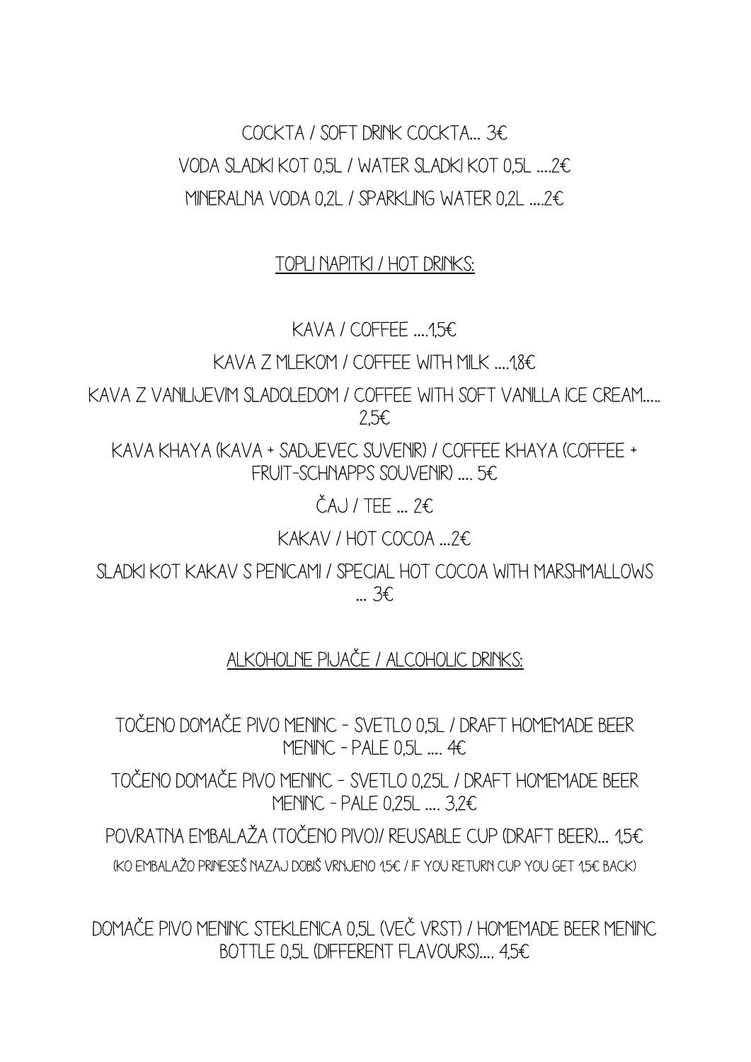COCKTA / SOFT DRINK COCKTA… 3€

VODA SLADKI KOT 0,5L / WATER SLADKI KOT 0,5L ….2€

MINERALNA VODA 0,2L / SPARKLING WATER 0,2L ….2€

## TOPLI NAPITKI / HOT DRINKS:

KAVA / COFFEE ….1,5€

KAVA Z MLEKOM / COFFEE WITH MILK ….1,8€

KAVA Z VANILIJEVIM SLADOLEDOM / COFFEE WITH SOFT VANILLA ICE CREAM….. 2,5€

KAVA KHAYA (KAVA + SADJEVEC SUVENIR) / COFFEE KHAYA (COFFEE + FRUIT-SCHNAPPS SOUVENIR) …. 5€

ČAJ / TEE … 2€

KAKAV / HOT COCOA …2€

SLADKI KOT KAKAV S PENICAMI / SPECIAL HOT COCOA WITH MARSHMALLOWS … 3€

## ALKOHOLNE PIJAČE / ALCOHOLIC DRINKS:

TOČENO DOMAČE PIVO MENINC - SVETLO 0,5L / DRAFT HOMEMADE BEER MENINC - PALE 0,5L …. 4€

TOČENO DOMAČE PIVO MENINC - SVETLO 0,25L / DRAFT HOMEMADE BEER MENINC - PALE 0,25L …. 3,2€

POVRATNA EMBALAŽA (TOČENO PIVO)/ REUSABLE CUP (DRAFT BEER)… 1,5€

(KO EMBALAŽO PRINESEŠ NAZAJ DOBIŠ VRNJENO 1,5€ / IF YOU RETURN CUP YOU GET 1,5€ BACK)

DOMAČE PIVO MENINC STEKLENICA 0,5L (VEČ VRST) / HOMEMADE BEER MENINC BOTTLE 0,5L (DIFFERENT FLAVOURS)…. 4,5€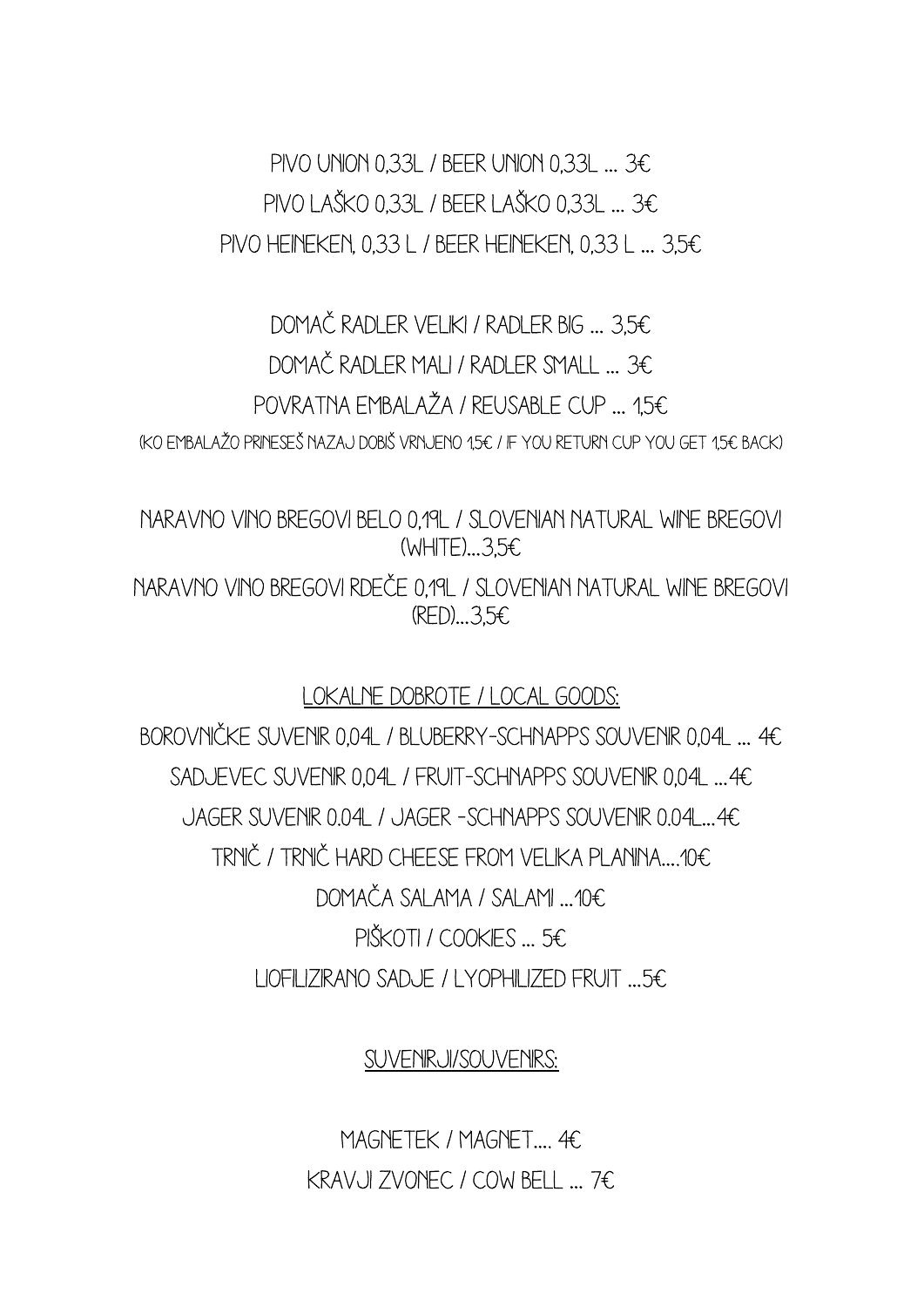PIVO UNION 0,33L / BEER UNION 0,33L ... 3€

PIVO LAŠKO 0,33L / BEER LAŠKO 0,33L ... 3€

PIVO HEINEKEN, 0,33 L / BEER HEINEKEN, 0,33 L ... 3,5€

DOMAČ RADLER VELIKI / RADLER BIG ... 3,5€

DOMAČ RADLER MALI / RADLER SMALL ... 3€

POVRATNA EMBALAŽA / REUSABLE CUP ... 1,5€

(KO EMBALAŽO PRINESEŠ NAZAJ DOBIŠ VRNJENO 1,5€ / IF YOU RETURN CUP YOU GET 1,5€ BACK)

NARAVNO VINO BREGOVI BELO 0,19L / SLOVENIAN NATURAL WINE BREGOVI (WHITE)...3,5€

NARAVNO VINO BREGOVI RDEČE 0,19L / SLOVENIAN NATURAL WINE BREGOVI (RED)...3,5€

## LOKALNE DOBROTE / LOCAL GOODS:

BOROVNIČKE SUVENIR 0,04L / BLUBERRY-SCHNAPPS SOUVENIR 0,04L ... 4€

SADJEVEC SUVENIR 0,04L / FRUIT-SCHNAPPS SOUVENIR 0,04L ...4€

JAGER SUVENIR 0.04L / JAGER -SCHNAPPS SOUVENIR 0.04L...4€

TRNIČ / TRNIČ HARD CHEESE FROM VELIKA PLANINA....10€

DOMAČA SALAMA / SALAMI ...10€

PIŠKOTI / COOKIES ... 5€

LIOFILIZIRANO SADJE / LYOPHILIZED FRUIT ...5€

## SUVENIRJI/SOUVENIRS:

MAGNETEK / MAGNET.... 4€

KRAVJI ZVONEC / COW BELL ... 7€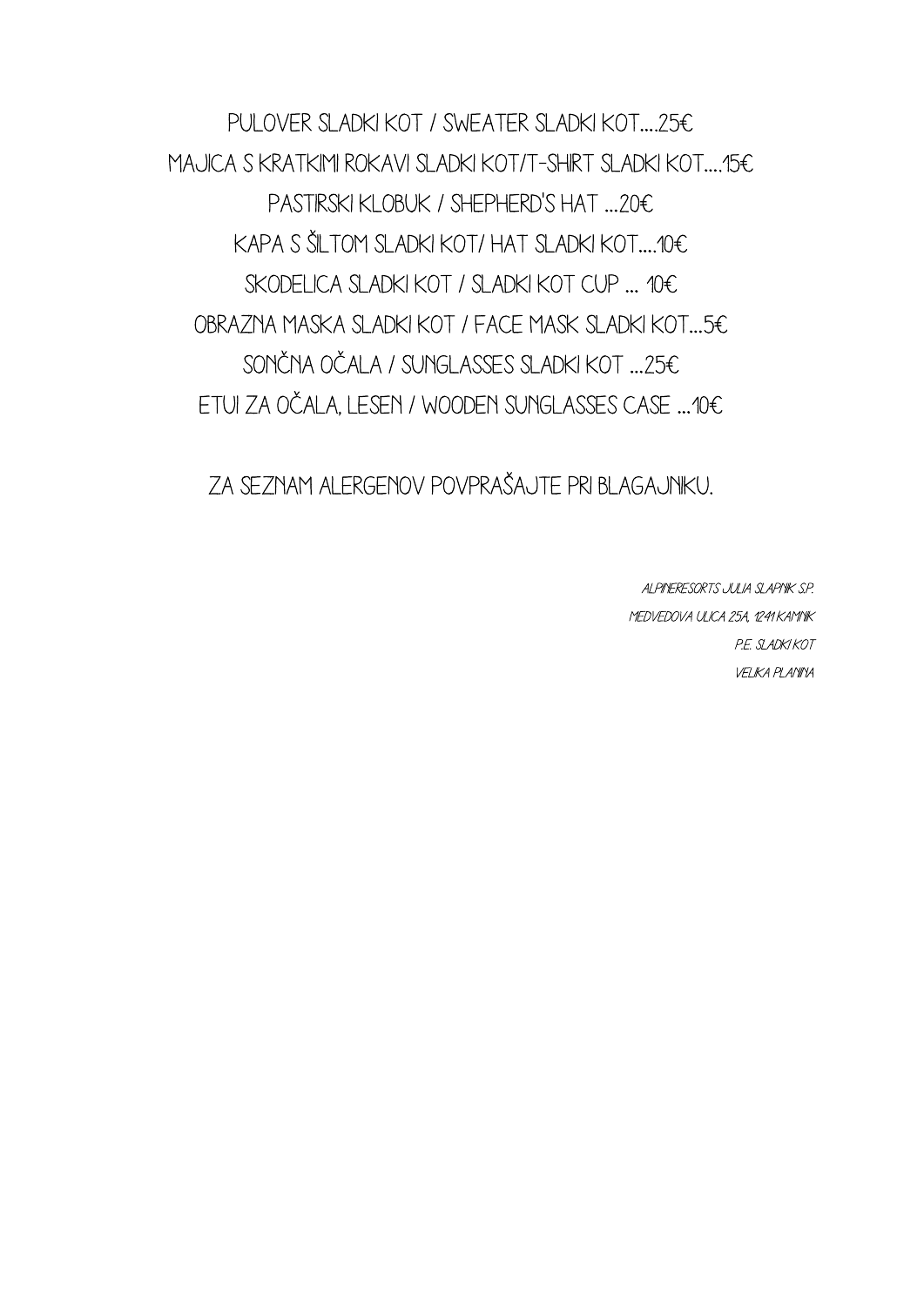PULOVER SLADKI KOT / SWEATER SLADKI KOT....25€

MAJICA S KRATKIMI ROKAVI SLADKI KOT/T-SHIRT SLADKI KOT....15€

PASTIRSKI KLOBUK / SHEPHERD'S HAT ...20€

KAPA S ŠILTOM SLADKI KOT/ HAT SLADKI KOT....10€

SKODELICA SLADKI KOT / SLADKI KOT CUP ... 10€

OBRAZNA MASKA SLADKI KOT / FACE MASK SLADKI KOT...5€

SONČNA OČALA / SUNGLASSES SLADKI KOT ...25€

ETUI ZA OČALA, LESEN / WOODEN SUNGLASSES CASE ...10€

ZA SEZNAM ALERGENOV POVPRAŠAJTE PRI BLAGAJNIKU.

ALPINERESORTS JULIA SLAPNIK S.P.
MEDVEDOVA ULICA 25A, 1241 KAMNIK
P.E. SLADKI KOT
VELIKA PLANINA